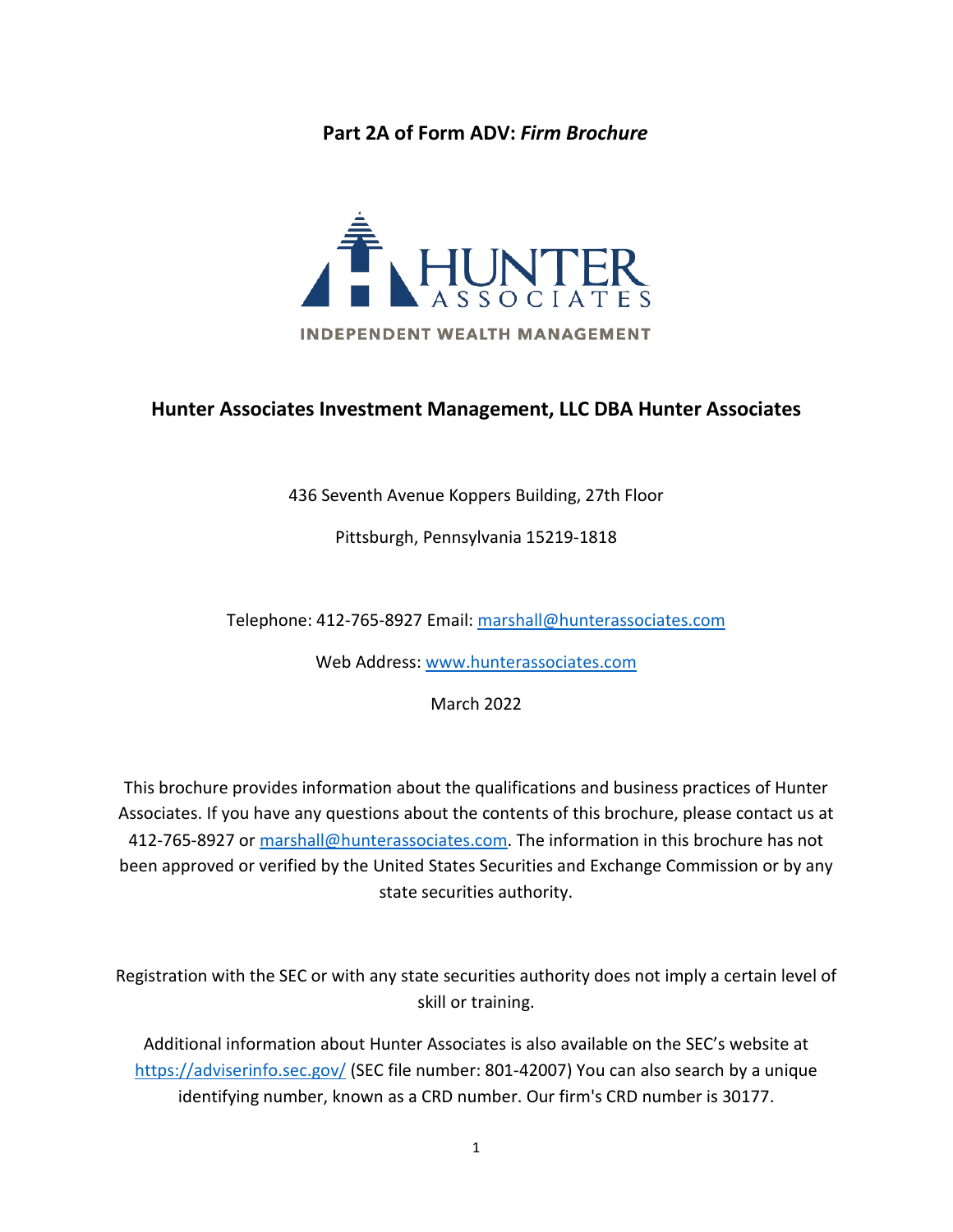# Part 2A of Form ADV: *Firm Brochure*

HUNTER ASSOCIATES

INDEPENDENT WEALTH MANAGEMENT

## Hunter Associates Investment Management, LLC DBA Hunter Associates

436 Seventh Avenue Koppers Building, 27th Floor

Pittsburgh, Pennsylvania 15219-1818

Telephone: 412-765-8927 Email: marshall@hunterassociates.com

Web Address: www.hunterassociates.com

March 2022

This brochure provides information about the qualifications and business practices of Hunter Associates. If you have any questions about the contents of this brochure, please contact us at 412-765-8927 or marshall@hunterassociates.com. The information in this brochure has not been approved or verified by the United States Securities and Exchange Commission or by any state securities authority.

Registration with the SEC or with any state securities authority does not imply a certain level of skill or training.

Additional information about Hunter Associates is also available on the SEC's website at https://adviserinfo.sec.gov/ (SEC file number: 801-42007) You can also search by a unique identifying number, known as a CRD number. Our firm's CRD number is 30177.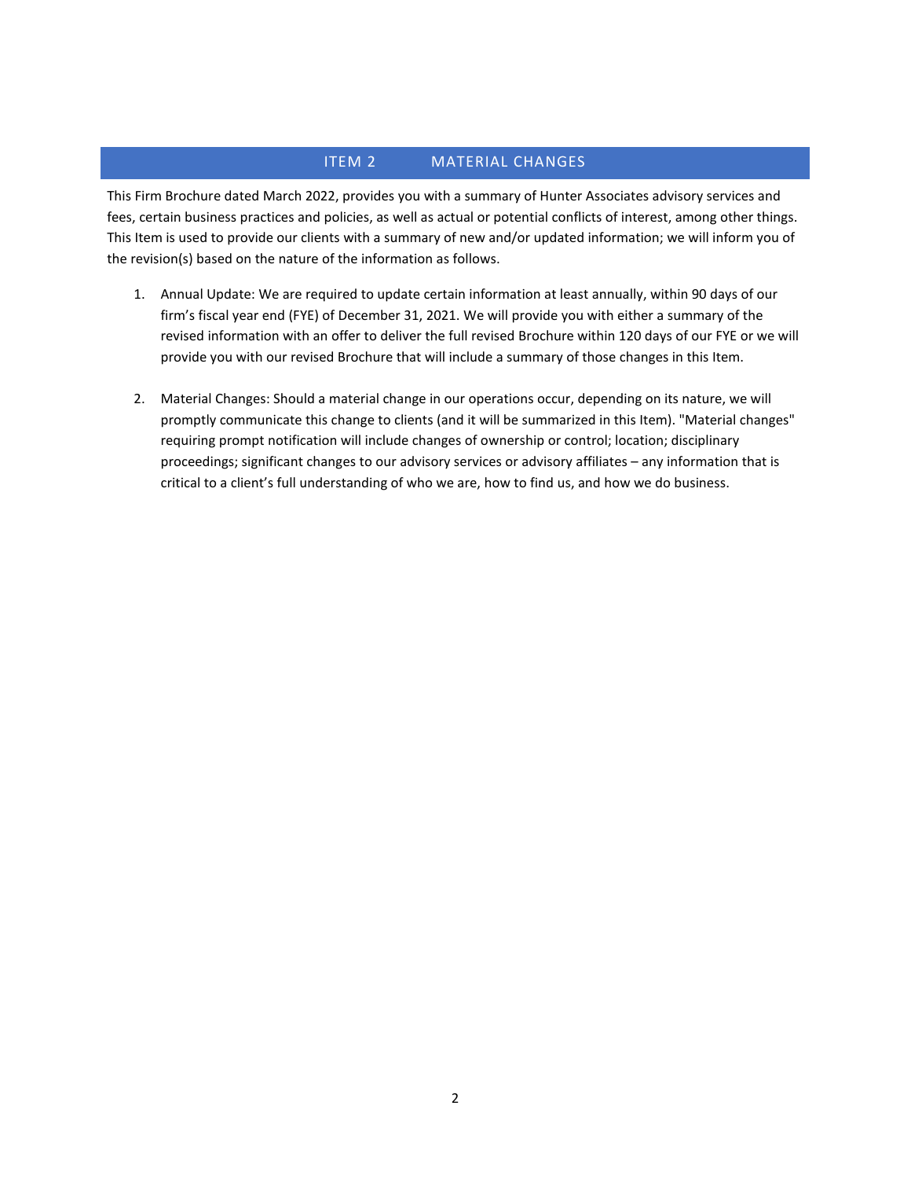## ITEM 2 MATERIAL CHANGES

This Firm Brochure dated March 2022, provides you with a summary of Hunter Associates advisory services and fees, certain business practices and policies, as well as actual or potential conflicts of interest, among other things. This Item is used to provide our clients with a summary of new and/or updated information; we will inform you of the revision(s) based on the nature of the information as follows.

1. Annual Update: We are required to update certain information at least annually, within 90 days of our firm's fiscal year end (FYE) of December 31, 2021. We will provide you with either a summary of the revised information with an offer to deliver the full revised Brochure within 120 days of our FYE or we will provide you with our revised Brochure that will include a summary of those changes in this Item.

2. Material Changes: Should a material change in our operations occur, depending on its nature, we will promptly communicate this change to clients (and it will be summarized in this Item). "Material changes" requiring prompt notification will include changes of ownership or control; location; disciplinary proceedings; significant changes to our advisory services or advisory affiliates – any information that is critical to a client's full understanding of who we are, how to find us, and how we do business.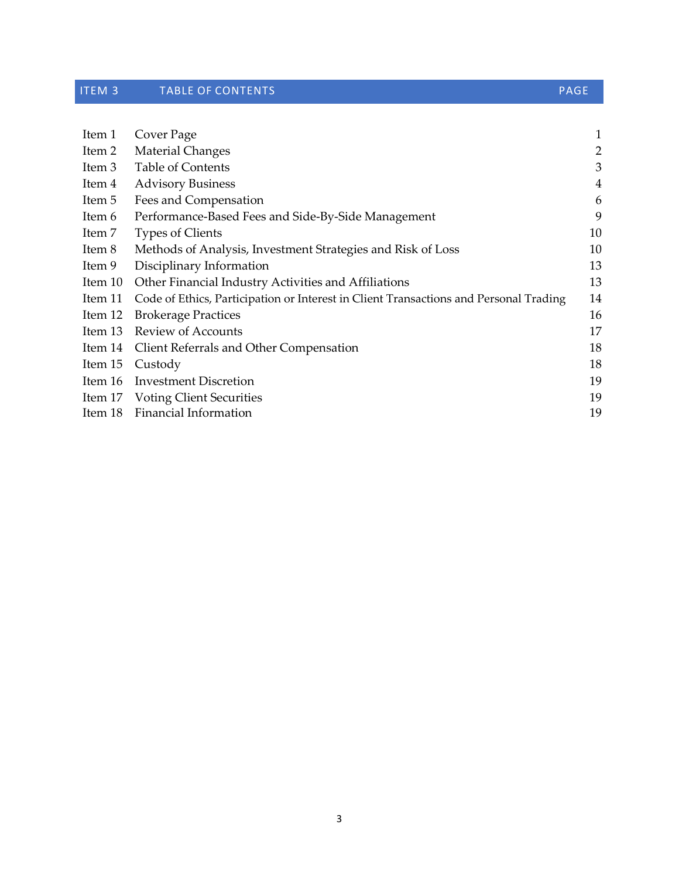| ITEM 3 | TABLE OF CONTENTS | PAGE |
|---|---|---|
| Item 1 | Cover Page | 1 |
| Item 2 | Material Changes | 2 |
| Item 3 | Table of Contents | 3 |
| Item 4 | Advisory Business | 4 |
| Item 5 | Fees and Compensation | 6 |
| Item 6 | Performance-Based Fees and Side-By-Side Management | 9 |
| Item 7 | Types of Clients | 10 |
| Item 8 | Methods of Analysis, Investment Strategies and Risk of Loss | 10 |
| Item 9 | Disciplinary Information | 13 |
| Item 10 | Other Financial Industry Activities and Affiliations | 13 |
| Item 11 | Code of Ethics, Participation or Interest in Client Transactions and Personal Trading | 14 |
| Item 12 | Brokerage Practices | 16 |
| Item 13 | Review of Accounts | 17 |
| Item 14 | Client Referrals and Other Compensation | 18 |
| Item 15 | Custody | 18 |
| Item 16 | Investment Discretion | 19 |
| Item 17 | Voting Client Securities | 19 |
| Item 18 | Financial Information | 19 |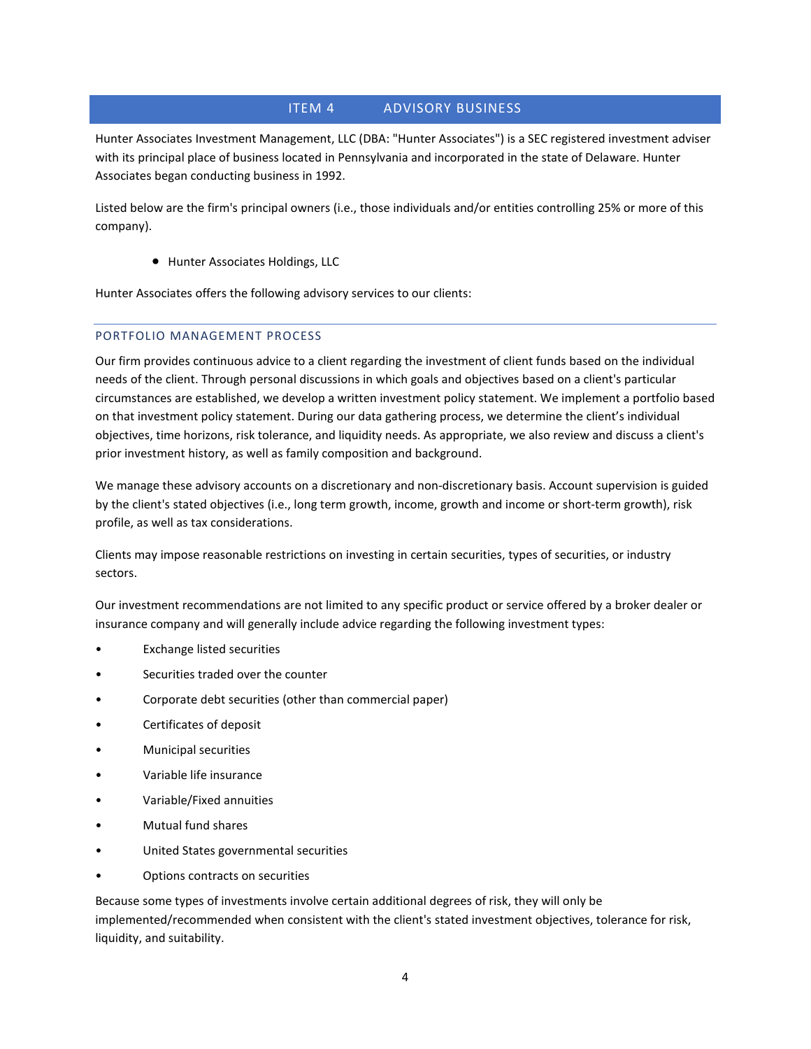## ITEM 4 ADVISORY BUSINESS

Hunter Associates Investment Management, LLC (DBA: "Hunter Associates") is a SEC registered investment adviser with its principal place of business located in Pennsylvania and incorporated in the state of Delaware. Hunter Associates began conducting business in 1992.

Listed below are the firm's principal owners (i.e., those individuals and/or entities controlling 25% or more of this company).

- Hunter Associates Holdings, LLC

Hunter Associates offers the following advisory services to our clients:

### PORTFOLIO MANAGEMENT PROCESS

Our firm provides continuous advice to a client regarding the investment of client funds based on the individual needs of the client. Through personal discussions in which goals and objectives based on a client's particular circumstances are established, we develop a written investment policy statement. We implement a portfolio based on that investment policy statement. During our data gathering process, we determine the client's individual objectives, time horizons, risk tolerance, and liquidity needs. As appropriate, we also review and discuss a client's prior investment history, as well as family composition and background.

We manage these advisory accounts on a discretionary and non-discretionary basis. Account supervision is guided by the client's stated objectives (i.e., long term growth, income, growth and income or short-term growth), risk profile, as well as tax considerations.

Clients may impose reasonable restrictions on investing in certain securities, types of securities, or industry sectors.

Our investment recommendations are not limited to any specific product or service offered by a broker dealer or insurance company and will generally include advice regarding the following investment types:

- Exchange listed securities
- Securities traded over the counter
- Corporate debt securities (other than commercial paper)
- Certificates of deposit
- Municipal securities
- Variable life insurance
- Variable/Fixed annuities
- Mutual fund shares
- United States governmental securities
- Options contracts on securities

Because some types of investments involve certain additional degrees of risk, they will only be implemented/recommended when consistent with the client's stated investment objectives, tolerance for risk, liquidity, and suitability.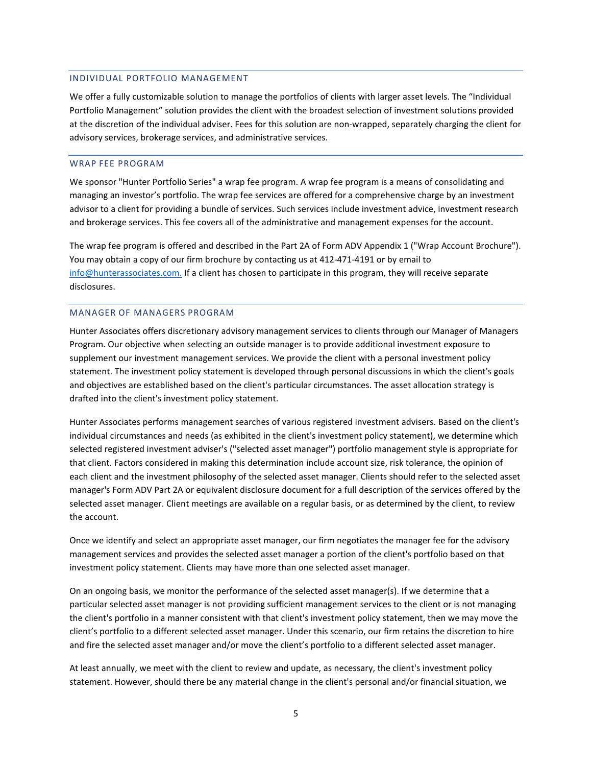## INDIVIDUAL PORTFOLIO MANAGEMENT

We offer a fully customizable solution to manage the portfolios of clients with larger asset levels. The "Individual Portfolio Management" solution provides the client with the broadest selection of investment solutions provided at the discretion of the individual adviser. Fees for this solution are non-wrapped, separately charging the client for advisory services, brokerage services, and administrative services.

## WRAP FEE PROGRAM

We sponsor "Hunter Portfolio Series" a wrap fee program. A wrap fee program is a means of consolidating and managing an investor's portfolio. The wrap fee services are offered for a comprehensive charge by an investment advisor to a client for providing a bundle of services. Such services include investment advice, investment research and brokerage services. This fee covers all of the administrative and management expenses for the account.

The wrap fee program is offered and described in the Part 2A of Form ADV Appendix 1 ("Wrap Account Brochure"). You may obtain a copy of our firm brochure by contacting us at 412-471-4191 or by email to info@hunterassociates.com. If a client has chosen to participate in this program, they will receive separate disclosures.

## MANAGER OF MANAGERS PROGRAM

Hunter Associates offers discretionary advisory management services to clients through our Manager of Managers Program. Our objective when selecting an outside manager is to provide additional investment exposure to supplement our investment management services. We provide the client with a personal investment policy statement. The investment policy statement is developed through personal discussions in which the client's goals and objectives are established based on the client's particular circumstances. The asset allocation strategy is drafted into the client's investment policy statement.

Hunter Associates performs management searches of various registered investment advisers. Based on the client's individual circumstances and needs (as exhibited in the client's investment policy statement), we determine which selected registered investment adviser's ("selected asset manager") portfolio management style is appropriate for that client. Factors considered in making this determination include account size, risk tolerance, the opinion of each client and the investment philosophy of the selected asset manager. Clients should refer to the selected asset manager's Form ADV Part 2A or equivalent disclosure document for a full description of the services offered by the selected asset manager. Client meetings are available on a regular basis, or as determined by the client, to review the account.

Once we identify and select an appropriate asset manager, our firm negotiates the manager fee for the advisory management services and provides the selected asset manager a portion of the client's portfolio based on that investment policy statement. Clients may have more than one selected asset manager.

On an ongoing basis, we monitor the performance of the selected asset manager(s). If we determine that a particular selected asset manager is not providing sufficient management services to the client or is not managing the client's portfolio in a manner consistent with that client's investment policy statement, then we may move the client's portfolio to a different selected asset manager. Under this scenario, our firm retains the discretion to hire and fire the selected asset manager and/or move the client's portfolio to a different selected asset manager.

At least annually, we meet with the client to review and update, as necessary, the client's investment policy statement. However, should there be any material change in the client's personal and/or financial situation, we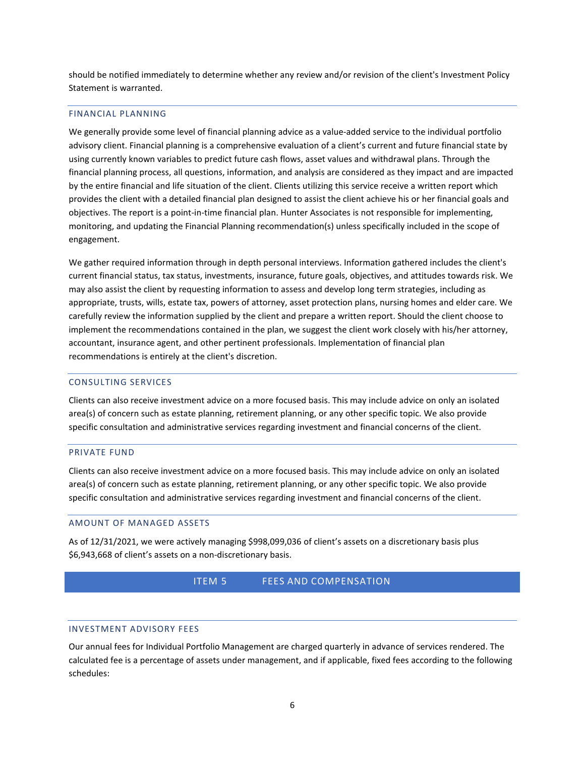should be notified immediately to determine whether any review and/or revision of the client's Investment Policy Statement is warranted.

### FINANCIAL PLANNING

We generally provide some level of financial planning advice as a value-added service to the individual portfolio advisory client. Financial planning is a comprehensive evaluation of a client's current and future financial state by using currently known variables to predict future cash flows, asset values and withdrawal plans. Through the financial planning process, all questions, information, and analysis are considered as they impact and are impacted by the entire financial and life situation of the client. Clients utilizing this service receive a written report which provides the client with a detailed financial plan designed to assist the client achieve his or her financial goals and objectives. The report is a point-in-time financial plan. Hunter Associates is not responsible for implementing, monitoring, and updating the Financial Planning recommendation(s) unless specifically included in the scope of engagement.

We gather required information through in depth personal interviews. Information gathered includes the client's current financial status, tax status, investments, insurance, future goals, objectives, and attitudes towards risk. We may also assist the client by requesting information to assess and develop long term strategies, including as appropriate, trusts, wills, estate tax, powers of attorney, asset protection plans, nursing homes and elder care. We carefully review the information supplied by the client and prepare a written report. Should the client choose to implement the recommendations contained in the plan, we suggest the client work closely with his/her attorney, accountant, insurance agent, and other pertinent professionals. Implementation of financial plan recommendations is entirely at the client's discretion.

### CONSULTING SERVICES

Clients can also receive investment advice on a more focused basis. This may include advice on only an isolated area(s) of concern such as estate planning, retirement planning, or any other specific topic. We also provide specific consultation and administrative services regarding investment and financial concerns of the client.

### PRIVATE FUND

Clients can also receive investment advice on a more focused basis. This may include advice on only an isolated area(s) of concern such as estate planning, retirement planning, or any other specific topic. We also provide specific consultation and administrative services regarding investment and financial concerns of the client.

### AMOUNT OF MANAGED ASSETS

As of 12/31/2021, we were actively managing $998,099,036 of client's assets on a discretionary basis plus $6,943,668 of client's assets on a non-discretionary basis.

## ITEM 5 FEES AND COMPENSATION

### INVESTMENT ADVISORY FEES

Our annual fees for Individual Portfolio Management are charged quarterly in advance of services rendered. The calculated fee is a percentage of assets under management, and if applicable, fixed fees according to the following schedules: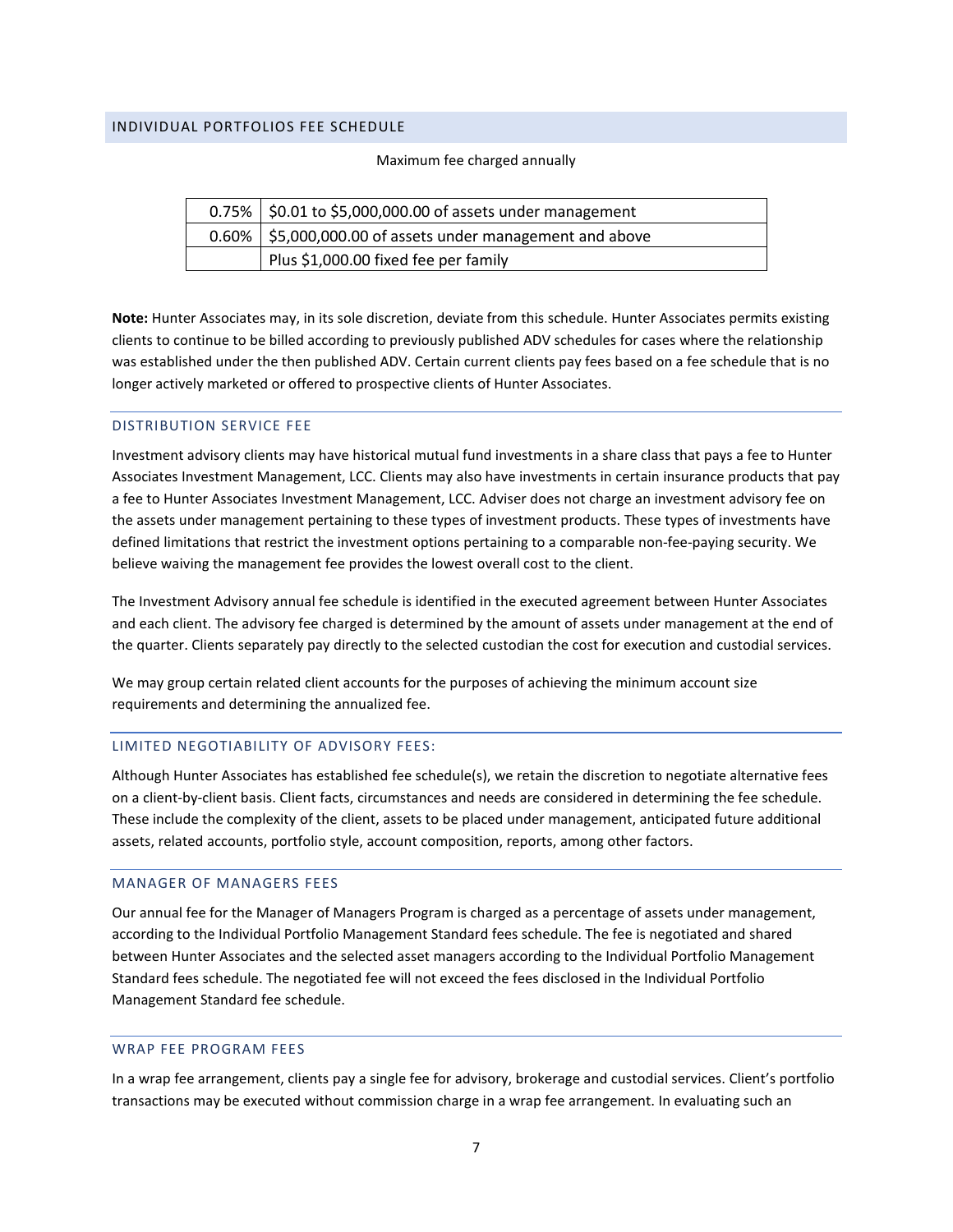## INDIVIDUAL PORTFOLIOS FEE SCHEDULE

Maximum fee charged annually

| | |
|---|---|
| 0.75% | $0.01 to $5,000,000.00 of assets under management |
| 0.60% | $5,000,000.00 of assets under management and above |
| | Plus $1,000.00 fixed fee per family |

**Note:** Hunter Associates may, in its sole discretion, deviate from this schedule. Hunter Associates permits existing clients to continue to be billed according to previously published ADV schedules for cases where the relationship was established under the then published ADV. Certain current clients pay fees based on a fee schedule that is no longer actively marketed or offered to prospective clients of Hunter Associates.

### DISTRIBUTION SERVICE FEE

Investment advisory clients may have historical mutual fund investments in a share class that pays a fee to Hunter Associates Investment Management, LCC. Clients may also have investments in certain insurance products that pay a fee to Hunter Associates Investment Management, LCC. Adviser does not charge an investment advisory fee on the assets under management pertaining to these types of investment products. These types of investments have defined limitations that restrict the investment options pertaining to a comparable non-fee-paying security. We believe waiving the management fee provides the lowest overall cost to the client.

The Investment Advisory annual fee schedule is identified in the executed agreement between Hunter Associates and each client. The advisory fee charged is determined by the amount of assets under management at the end of the quarter. Clients separately pay directly to the selected custodian the cost for execution and custodial services.

We may group certain related client accounts for the purposes of achieving the minimum account size requirements and determining the annualized fee.

### LIMITED NEGOTIABILITY OF ADVISORY FEES:

Although Hunter Associates has established fee schedule(s), we retain the discretion to negotiate alternative fees on a client-by-client basis. Client facts, circumstances and needs are considered in determining the fee schedule. These include the complexity of the client, assets to be placed under management, anticipated future additional assets, related accounts, portfolio style, account composition, reports, among other factors.

### MANAGER OF MANAGERS FEES

Our annual fee for the Manager of Managers Program is charged as a percentage of assets under management, according to the Individual Portfolio Management Standard fees schedule. The fee is negotiated and shared between Hunter Associates and the selected asset managers according to the Individual Portfolio Management Standard fees schedule. The negotiated fee will not exceed the fees disclosed in the Individual Portfolio Management Standard fee schedule.

### WRAP FEE PROGRAM FEES

In a wrap fee arrangement, clients pay a single fee for advisory, brokerage and custodial services. Client's portfolio transactions may be executed without commission charge in a wrap fee arrangement. In evaluating such an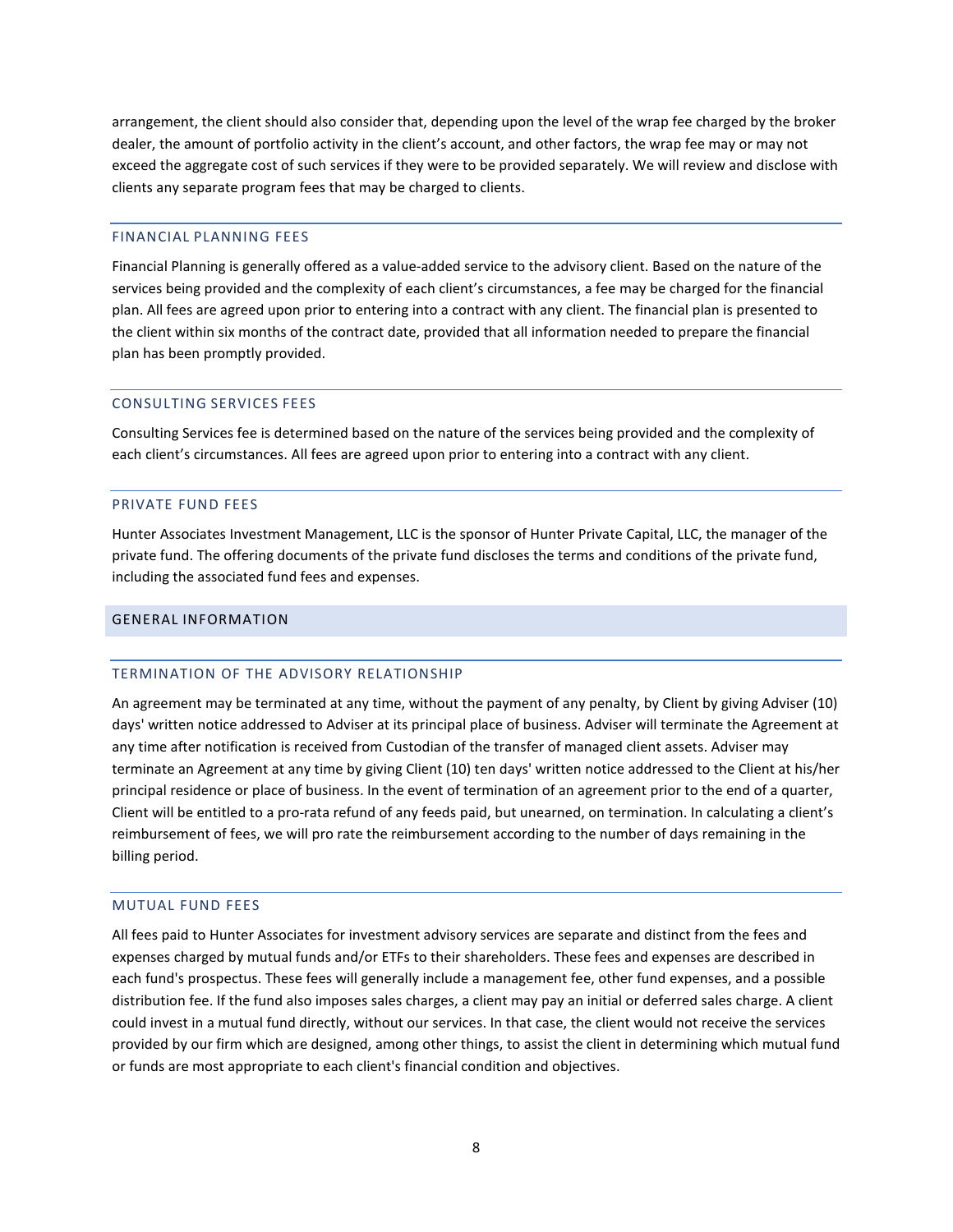arrangement, the client should also consider that, depending upon the level of the wrap fee charged by the broker dealer, the amount of portfolio activity in the client's account, and other factors, the wrap fee may or may not exceed the aggregate cost of such services if they were to be provided separately. We will review and disclose with clients any separate program fees that may be charged to clients.

### FINANCIAL PLANNING FEES

Financial Planning is generally offered as a value-added service to the advisory client. Based on the nature of the services being provided and the complexity of each client's circumstances, a fee may be charged for the financial plan. All fees are agreed upon prior to entering into a contract with any client. The financial plan is presented to the client within six months of the contract date, provided that all information needed to prepare the financial plan has been promptly provided.

### CONSULTING SERVICES FEES

Consulting Services fee is determined based on the nature of the services being provided and the complexity of each client's circumstances. All fees are agreed upon prior to entering into a contract with any client.

### PRIVATE FUND FEES

Hunter Associates Investment Management, LLC is the sponsor of Hunter Private Capital, LLC, the manager of the private fund. The offering documents of the private fund discloses the terms and conditions of the private fund, including the associated fund fees and expenses.

## GENERAL INFORMATION

### TERMINATION OF THE ADVISORY RELATIONSHIP

An agreement may be terminated at any time, without the payment of any penalty, by Client by giving Adviser (10) days' written notice addressed to Adviser at its principal place of business. Adviser will terminate the Agreement at any time after notification is received from Custodian of the transfer of managed client assets. Adviser may terminate an Agreement at any time by giving Client (10) ten days' written notice addressed to the Client at his/her principal residence or place of business. In the event of termination of an agreement prior to the end of a quarter, Client will be entitled to a pro-rata refund of any feeds paid, but unearned, on termination. In calculating a client's reimbursement of fees, we will pro rate the reimbursement according to the number of days remaining in the billing period.

### MUTUAL FUND FEES

All fees paid to Hunter Associates for investment advisory services are separate and distinct from the fees and expenses charged by mutual funds and/or ETFs to their shareholders. These fees and expenses are described in each fund's prospectus. These fees will generally include a management fee, other fund expenses, and a possible distribution fee. If the fund also imposes sales charges, a client may pay an initial or deferred sales charge. A client could invest in a mutual fund directly, without our services. In that case, the client would not receive the services provided by our firm which are designed, among other things, to assist the client in determining which mutual fund or funds are most appropriate to each client's financial condition and objectives.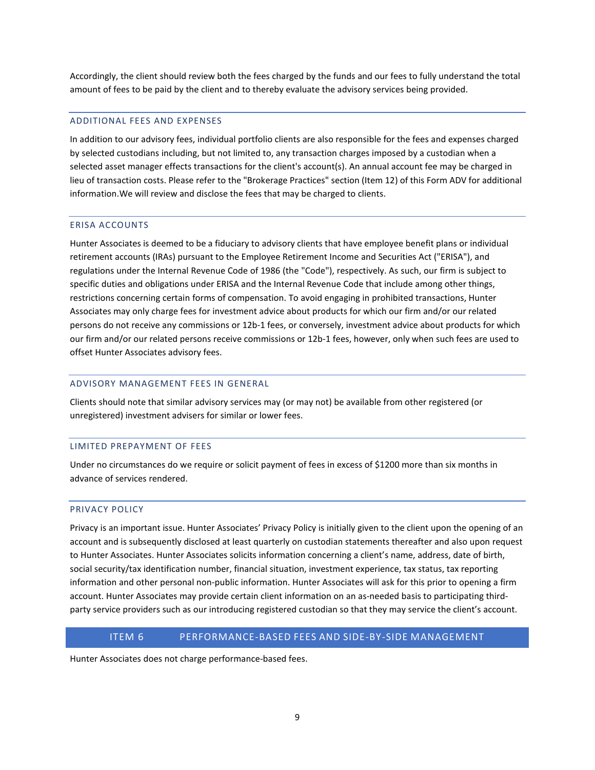Accordingly, the client should review both the fees charged by the funds and our fees to fully understand the total amount of fees to be paid by the client and to thereby evaluate the advisory services being provided.

### ADDITIONAL FEES AND EXPENSES

In addition to our advisory fees, individual portfolio clients are also responsible for the fees and expenses charged by selected custodians including, but not limited to, any transaction charges imposed by a custodian when a selected asset manager effects transactions for the client's account(s). An annual account fee may be charged in lieu of transaction costs. Please refer to the "Brokerage Practices" section (Item 12) of this Form ADV for additional information.We will review and disclose the fees that may be charged to clients.

### ERISA ACCOUNTS

Hunter Associates is deemed to be a fiduciary to advisory clients that have employee benefit plans or individual retirement accounts (IRAs) pursuant to the Employee Retirement Income and Securities Act ("ERISA"), and regulations under the Internal Revenue Code of 1986 (the "Code"), respectively. As such, our firm is subject to specific duties and obligations under ERISA and the Internal Revenue Code that include among other things, restrictions concerning certain forms of compensation. To avoid engaging in prohibited transactions, Hunter Associates may only charge fees for investment advice about products for which our firm and/or our related persons do not receive any commissions or 12b-1 fees, or conversely, investment advice about products for which our firm and/or our related persons receive commissions or 12b-1 fees, however, only when such fees are used to offset Hunter Associates advisory fees.

### ADVISORY MANAGEMENT FEES IN GENERAL

Clients should note that similar advisory services may (or may not) be available from other registered (or unregistered) investment advisers for similar or lower fees.

### LIMITED PREPAYMENT OF FEES

Under no circumstances do we require or solicit payment of fees in excess of $1200 more than six months in advance of services rendered.

### PRIVACY POLICY

Privacy is an important issue. Hunter Associates' Privacy Policy is initially given to the client upon the opening of an account and is subsequently disclosed at least quarterly on custodian statements thereafter and also upon request to Hunter Associates. Hunter Associates solicits information concerning a client's name, address, date of birth, social security/tax identification number, financial situation, investment experience, tax status, tax reporting information and other personal non-public information. Hunter Associates will ask for this prior to opening a firm account. Hunter Associates may provide certain client information on an as-needed basis to participating third-party service providers such as our introducing registered custodian so that they may service the client's account.

## ITEM 6 PERFORMANCE-BASED FEES AND SIDE-BY-SIDE MANAGEMENT

Hunter Associates does not charge performance-based fees.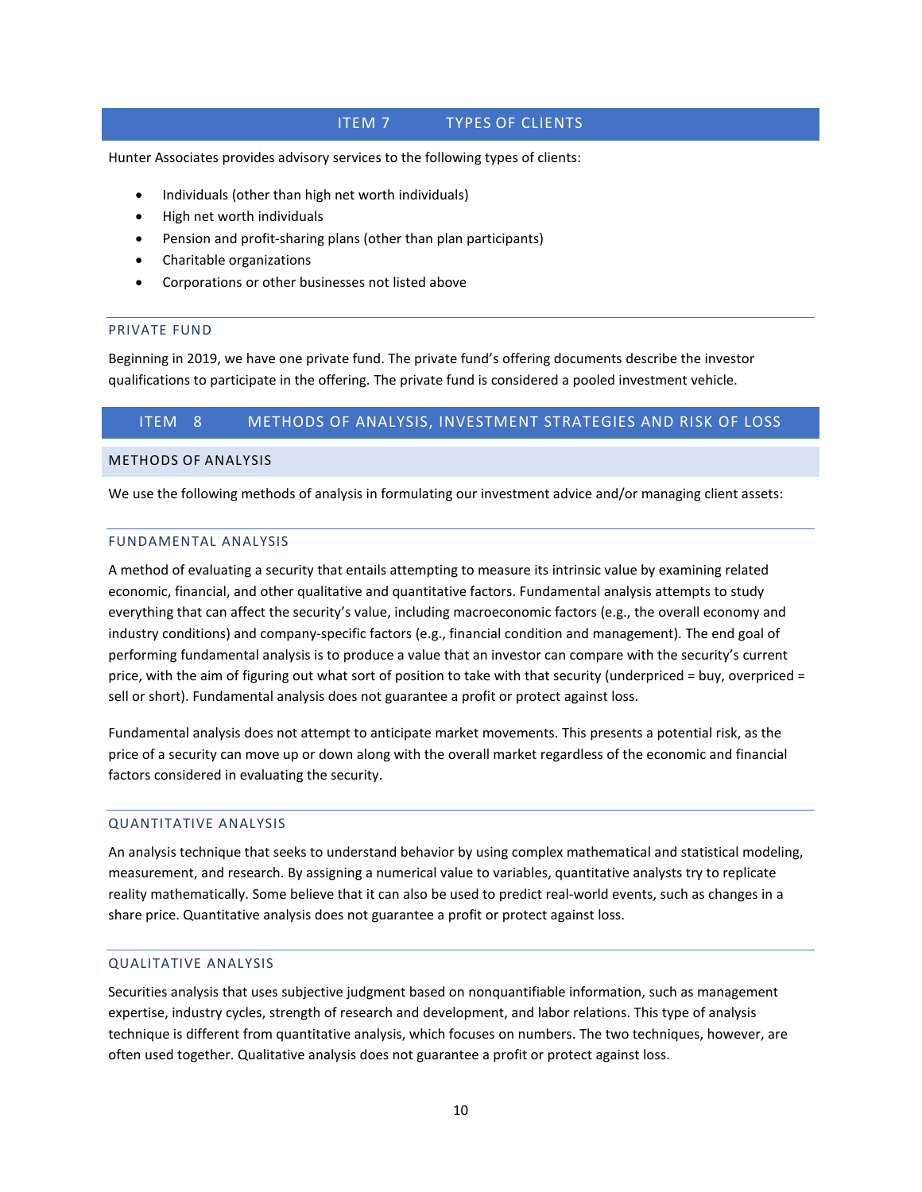## ITEM 7 TYPES OF CLIENTS

Hunter Associates provides advisory services to the following types of clients:

- Individuals (other than high net worth individuals)
- High net worth individuals
- Pension and profit-sharing plans (other than plan participants)
- Charitable organizations
- Corporations or other businesses not listed above

### PRIVATE FUND

Beginning in 2019, we have one private fund. The private fund's offering documents describe the investor qualifications to participate in the offering. The private fund is considered a pooled investment vehicle.

## ITEM 8 METHODS OF ANALYSIS, INVESTMENT STRATEGIES AND RISK OF LOSS

### METHODS OF ANALYSIS

We use the following methods of analysis in formulating our investment advice and/or managing client assets:

#### FUNDAMENTAL ANALYSIS

A method of evaluating a security that entails attempting to measure its intrinsic value by examining related economic, financial, and other qualitative and quantitative factors. Fundamental analysis attempts to study everything that can affect the security's value, including macroeconomic factors (e.g., the overall economy and industry conditions) and company-specific factors (e.g., financial condition and management). The end goal of performing fundamental analysis is to produce a value that an investor can compare with the security's current price, with the aim of figuring out what sort of position to take with that security (underpriced = buy, overpriced = sell or short). Fundamental analysis does not guarantee a profit or protect against loss.

Fundamental analysis does not attempt to anticipate market movements. This presents a potential risk, as the price of a security can move up or down along with the overall market regardless of the economic and financial factors considered in evaluating the security.

#### QUANTITATIVE ANALYSIS

An analysis technique that seeks to understand behavior by using complex mathematical and statistical modeling, measurement, and research. By assigning a numerical value to variables, quantitative analysts try to replicate reality mathematically. Some believe that it can also be used to predict real-world events, such as changes in a share price. Quantitative analysis does not guarantee a profit or protect against loss.

#### QUALITATIVE ANALYSIS

Securities analysis that uses subjective judgment based on nonquantifiable information, such as management expertise, industry cycles, strength of research and development, and labor relations. This type of analysis technique is different from quantitative analysis, which focuses on numbers. The two techniques, however, are often used together. Qualitative analysis does not guarantee a profit or protect against loss.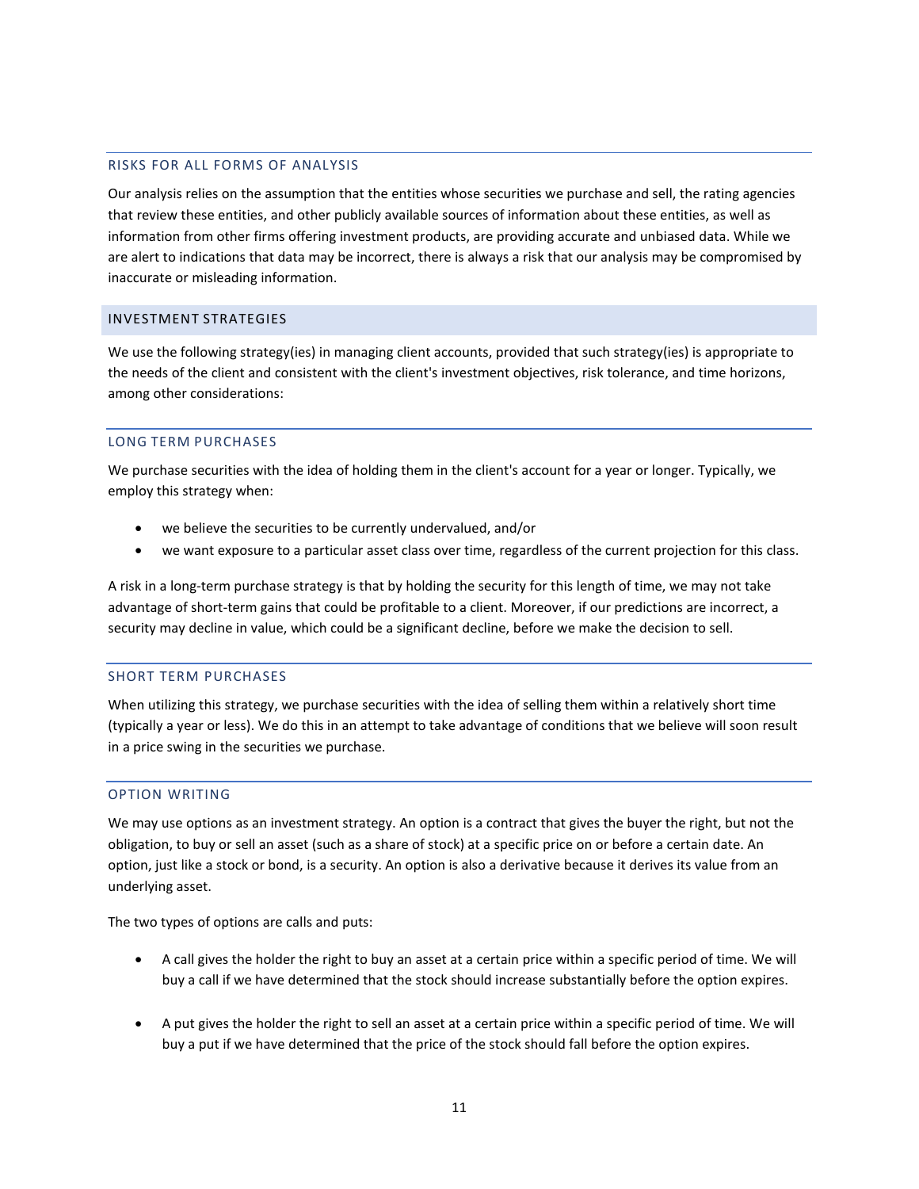### RISKS FOR ALL FORMS OF ANALYSIS

Our analysis relies on the assumption that the entities whose securities we purchase and sell, the rating agencies that review these entities, and other publicly available sources of information about these entities, as well as information from other firms offering investment products, are providing accurate and unbiased data. While we are alert to indications that data may be incorrect, there is always a risk that our analysis may be compromised by inaccurate or misleading information.

## INVESTMENT STRATEGIES

We use the following strategy(ies) in managing client accounts, provided that such strategy(ies) is appropriate to the needs of the client and consistent with the client's investment objectives, risk tolerance, and time horizons, among other considerations:

### LONG TERM PURCHASES

We purchase securities with the idea of holding them in the client's account for a year or longer. Typically, we employ this strategy when:

- we believe the securities to be currently undervalued, and/or
- we want exposure to a particular asset class over time, regardless of the current projection for this class.

A risk in a long-term purchase strategy is that by holding the security for this length of time, we may not take advantage of short-term gains that could be profitable to a client. Moreover, if our predictions are incorrect, a security may decline in value, which could be a significant decline, before we make the decision to sell.

### SHORT TERM PURCHASES

When utilizing this strategy, we purchase securities with the idea of selling them within a relatively short time (typically a year or less). We do this in an attempt to take advantage of conditions that we believe will soon result in a price swing in the securities we purchase.

### OPTION WRITING

We may use options as an investment strategy. An option is a contract that gives the buyer the right, but not the obligation, to buy or sell an asset (such as a share of stock) at a specific price on or before a certain date. An option, just like a stock or bond, is a security. An option is also a derivative because it derives its value from an underlying asset.

The two types of options are calls and puts:

- A call gives the holder the right to buy an asset at a certain price within a specific period of time. We will buy a call if we have determined that the stock should increase substantially before the option expires.

- A put gives the holder the right to sell an asset at a certain price within a specific period of time. We will buy a put if we have determined that the price of the stock should fall before the option expires.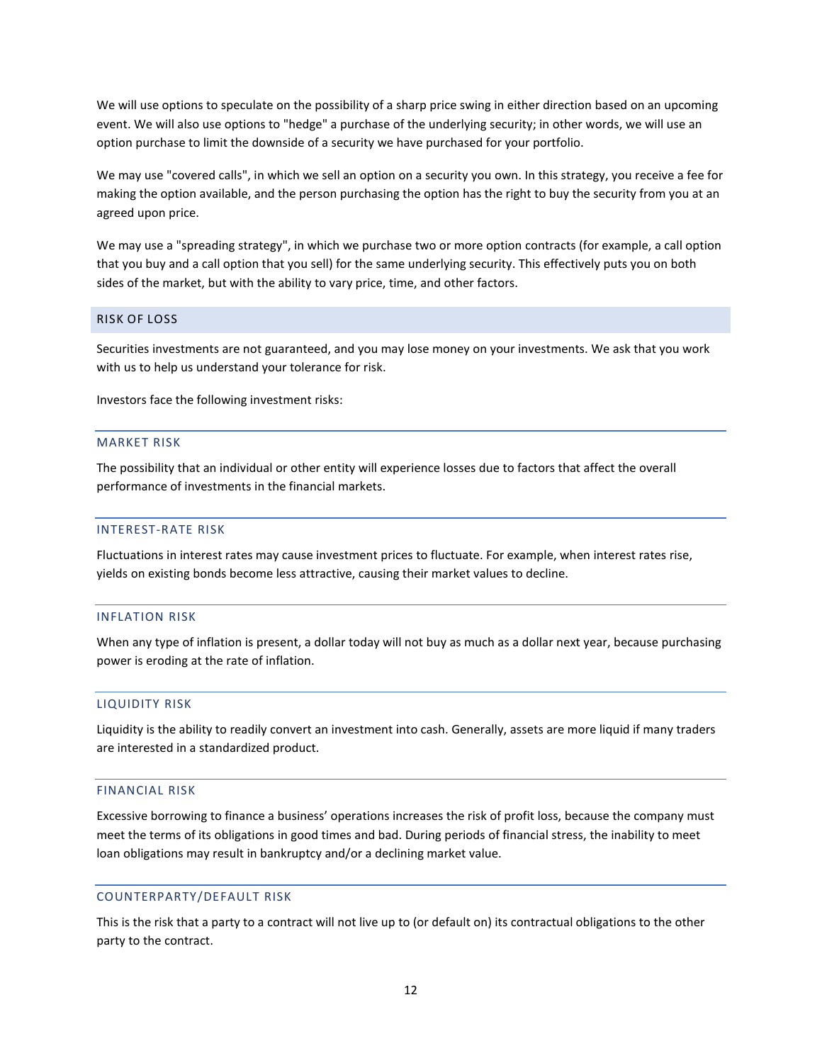We will use options to speculate on the possibility of a sharp price swing in either direction based on an upcoming event. We will also use options to "hedge" a purchase of the underlying security; in other words, we will use an option purchase to limit the downside of a security we have purchased for your portfolio.

We may use "covered calls", in which we sell an option on a security you own. In this strategy, you receive a fee for making the option available, and the person purchasing the option has the right to buy the security from you at an agreed upon price.

We may use a "spreading strategy", in which we purchase two or more option contracts (for example, a call option that you buy and a call option that you sell) for the same underlying security. This effectively puts you on both sides of the market, but with the ability to vary price, time, and other factors.

## RISK OF LOSS

Securities investments are not guaranteed, and you may lose money on your investments. We ask that you work with us to help us understand your tolerance for risk.

Investors face the following investment risks:

### MARKET RISK

The possibility that an individual or other entity will experience losses due to factors that affect the overall performance of investments in the financial markets.

### INTEREST-RATE RISK

Fluctuations in interest rates may cause investment prices to fluctuate. For example, when interest rates rise, yields on existing bonds become less attractive, causing their market values to decline.

### INFLATION RISK

When any type of inflation is present, a dollar today will not buy as much as a dollar next year, because purchasing power is eroding at the rate of inflation.

### LIQUIDITY RISK

Liquidity is the ability to readily convert an investment into cash. Generally, assets are more liquid if many traders are interested in a standardized product.

### FINANCIAL RISK

Excessive borrowing to finance a business' operations increases the risk of profit loss, because the company must meet the terms of its obligations in good times and bad. During periods of financial stress, the inability to meet loan obligations may result in bankruptcy and/or a declining market value.

### COUNTERPARTY/DEFAULT RISK

This is the risk that a party to a contract will not live up to (or default on) its contractual obligations to the other party to the contract.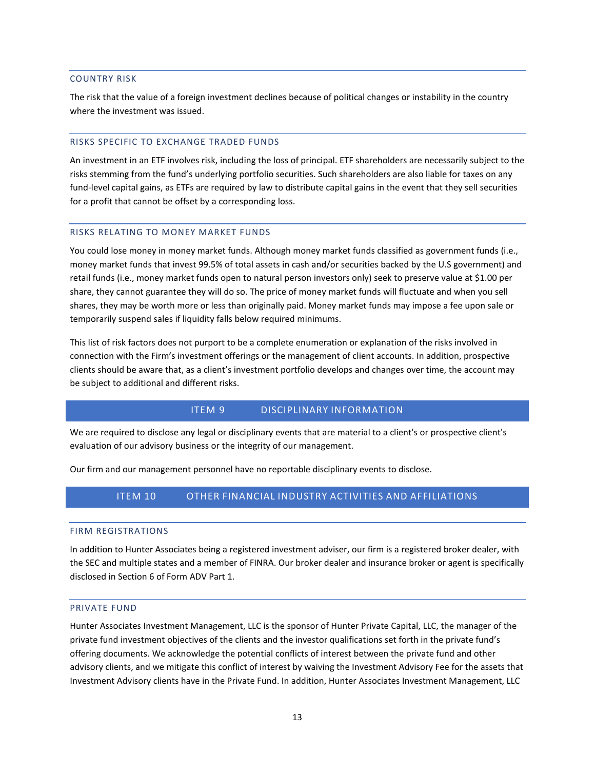### COUNTRY RISK

The risk that the value of a foreign investment declines because of political changes or instability in the country where the investment was issued.

### RISKS SPECIFIC TO EXCHANGE TRADED FUNDS

An investment in an ETF involves risk, including the loss of principal. ETF shareholders are necessarily subject to the risks stemming from the fund's underlying portfolio securities. Such shareholders are also liable for taxes on any fund-level capital gains, as ETFs are required by law to distribute capital gains in the event that they sell securities for a profit that cannot be offset by a corresponding loss.

### RISKS RELATING TO MONEY MARKET FUNDS

You could lose money in money market funds. Although money market funds classified as government funds (i.e., money market funds that invest 99.5% of total assets in cash and/or securities backed by the U.S government) and retail funds (i.e., money market funds open to natural person investors only) seek to preserve value at $1.00 per share, they cannot guarantee they will do so. The price of money market funds will fluctuate and when you sell shares, they may be worth more or less than originally paid. Money market funds may impose a fee upon sale or temporarily suspend sales if liquidity falls below required minimums.

This list of risk factors does not purport to be a complete enumeration or explanation of the risks involved in connection with the Firm's investment offerings or the management of client accounts. In addition, prospective clients should be aware that, as a client's investment portfolio develops and changes over time, the account may be subject to additional and different risks.

## ITEM 9 DISCIPLINARY INFORMATION

We are required to disclose any legal or disciplinary events that are material to a client's or prospective client's evaluation of our advisory business or the integrity of our management.

Our firm and our management personnel have no reportable disciplinary events to disclose.

## ITEM 10 OTHER FINANCIAL INDUSTRY ACTIVITIES AND AFFILIATIONS

### FIRM REGISTRATIONS

In addition to Hunter Associates being a registered investment adviser, our firm is a registered broker dealer, with the SEC and multiple states and a member of FINRA. Our broker dealer and insurance broker or agent is specifically disclosed in Section 6 of Form ADV Part 1.

### PRIVATE FUND

Hunter Associates Investment Management, LLC is the sponsor of Hunter Private Capital, LLC, the manager of the private fund investment objectives of the clients and the investor qualifications set forth in the private fund's offering documents. We acknowledge the potential conflicts of interest between the private fund and other advisory clients, and we mitigate this conflict of interest by waiving the Investment Advisory Fee for the assets that Investment Advisory clients have in the Private Fund. In addition, Hunter Associates Investment Management, LLC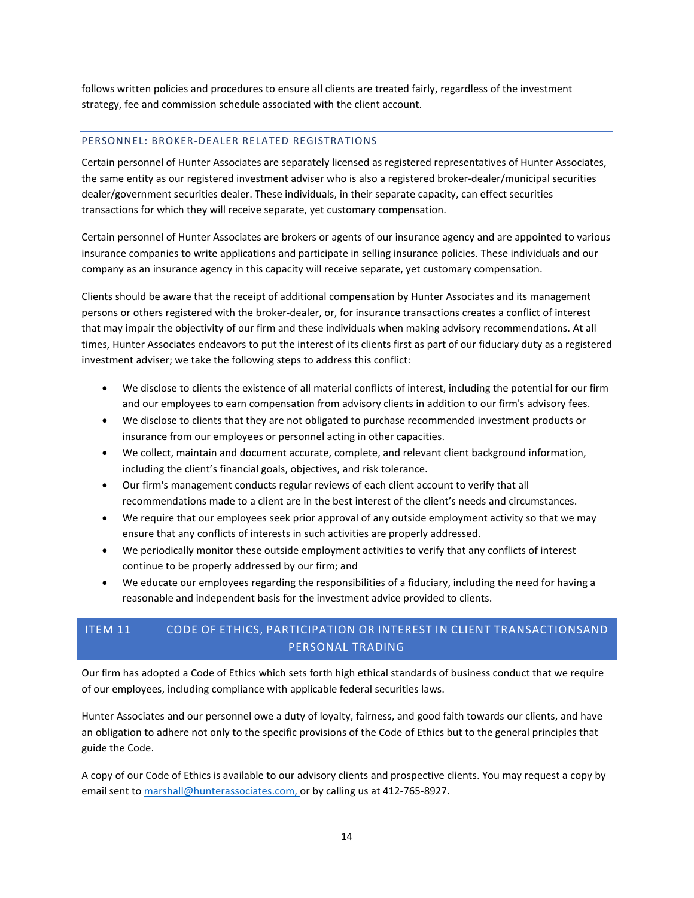follows written policies and procedures to ensure all clients are treated fairly, regardless of the investment strategy, fee and commission schedule associated with the client account.

### PERSONNEL: BROKER-DEALER RELATED REGISTRATIONS

Certain personnel of Hunter Associates are separately licensed as registered representatives of Hunter Associates, the same entity as our registered investment adviser who is also a registered broker-dealer/municipal securities dealer/government securities dealer. These individuals, in their separate capacity, can effect securities transactions for which they will receive separate, yet customary compensation.

Certain personnel of Hunter Associates are brokers or agents of our insurance agency and are appointed to various insurance companies to write applications and participate in selling insurance policies. These individuals and our company as an insurance agency in this capacity will receive separate, yet customary compensation.

Clients should be aware that the receipt of additional compensation by Hunter Associates and its management persons or others registered with the broker-dealer, or, for insurance transactions creates a conflict of interest that may impair the objectivity of our firm and these individuals when making advisory recommendations. At all times, Hunter Associates endeavors to put the interest of its clients first as part of our fiduciary duty as a registered investment adviser; we take the following steps to address this conflict:

- We disclose to clients the existence of all material conflicts of interest, including the potential for our firm and our employees to earn compensation from advisory clients in addition to our firm's advisory fees.
- We disclose to clients that they are not obligated to purchase recommended investment products or insurance from our employees or personnel acting in other capacities.
- We collect, maintain and document accurate, complete, and relevant client background information, including the client's financial goals, objectives, and risk tolerance.
- Our firm's management conducts regular reviews of each client account to verify that all recommendations made to a client are in the best interest of the client's needs and circumstances.
- We require that our employees seek prior approval of any outside employment activity so that we may ensure that any conflicts of interests in such activities are properly addressed.
- We periodically monitor these outside employment activities to verify that any conflicts of interest continue to be properly addressed by our firm; and
- We educate our employees regarding the responsibilities of a fiduciary, including the need for having a reasonable and independent basis for the investment advice provided to clients.

## ITEM 11 CODE OF ETHICS, PARTICIPATION OR INTEREST IN CLIENT TRANSACTIONSAND PERSONAL TRADING

Our firm has adopted a Code of Ethics which sets forth high ethical standards of business conduct that we require of our employees, including compliance with applicable federal securities laws.

Hunter Associates and our personnel owe a duty of loyalty, fairness, and good faith towards our clients, and have an obligation to adhere not only to the specific provisions of the Code of Ethics but to the general principles that guide the Code.

A copy of our Code of Ethics is available to our advisory clients and prospective clients. You may request a copy by email sent to marshall@hunterassociates.com, or by calling us at 412-765-8927.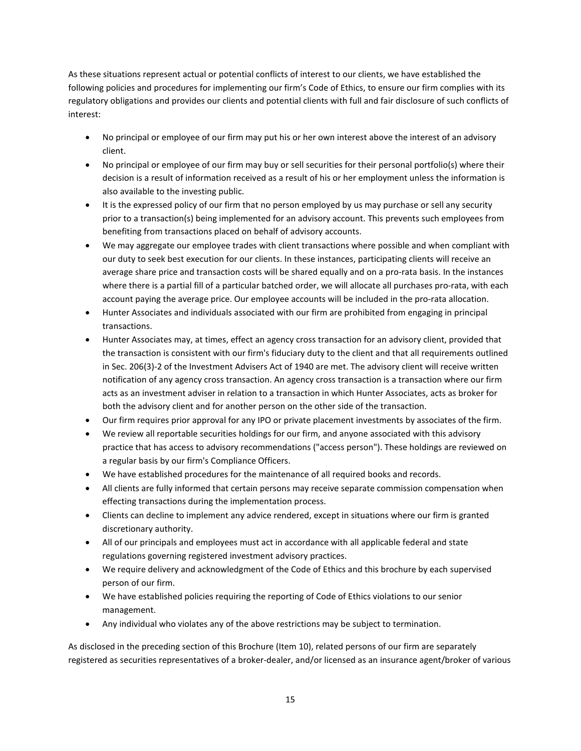As these situations represent actual or potential conflicts of interest to our clients, we have established the following policies and procedures for implementing our firm's Code of Ethics, to ensure our firm complies with its regulatory obligations and provides our clients and potential clients with full and fair disclosure of such conflicts of interest:

- No principal or employee of our firm may put his or her own interest above the interest of an advisory client.
- No principal or employee of our firm may buy or sell securities for their personal portfolio(s) where their decision is a result of information received as a result of his or her employment unless the information is also available to the investing public.
- It is the expressed policy of our firm that no person employed by us may purchase or sell any security prior to a transaction(s) being implemented for an advisory account. This prevents such employees from benefiting from transactions placed on behalf of advisory accounts.
- We may aggregate our employee trades with client transactions where possible and when compliant with our duty to seek best execution for our clients. In these instances, participating clients will receive an average share price and transaction costs will be shared equally and on a pro-rata basis. In the instances where there is a partial fill of a particular batched order, we will allocate all purchases pro-rata, with each account paying the average price. Our employee accounts will be included in the pro-rata allocation.
- Hunter Associates and individuals associated with our firm are prohibited from engaging in principal transactions.
- Hunter Associates may, at times, effect an agency cross transaction for an advisory client, provided that the transaction is consistent with our firm's fiduciary duty to the client and that all requirements outlined in Sec. 206(3)-2 of the Investment Advisers Act of 1940 are met. The advisory client will receive written notification of any agency cross transaction. An agency cross transaction is a transaction where our firm acts as an investment adviser in relation to a transaction in which Hunter Associates, acts as broker for both the advisory client and for another person on the other side of the transaction.
- Our firm requires prior approval for any IPO or private placement investments by associates of the firm.
- We review all reportable securities holdings for our firm, and anyone associated with this advisory practice that has access to advisory recommendations ("access person"). These holdings are reviewed on a regular basis by our firm's Compliance Officers.
- We have established procedures for the maintenance of all required books and records.
- All clients are fully informed that certain persons may receive separate commission compensation when effecting transactions during the implementation process.
- Clients can decline to implement any advice rendered, except in situations where our firm is granted discretionary authority.
- All of our principals and employees must act in accordance with all applicable federal and state regulations governing registered investment advisory practices.
- We require delivery and acknowledgment of the Code of Ethics and this brochure by each supervised person of our firm.
- We have established policies requiring the reporting of Code of Ethics violations to our senior management.
- Any individual who violates any of the above restrictions may be subject to termination.

As disclosed in the preceding section of this Brochure (Item 10), related persons of our firm are separately registered as securities representatives of a broker-dealer, and/or licensed as an insurance agent/broker of various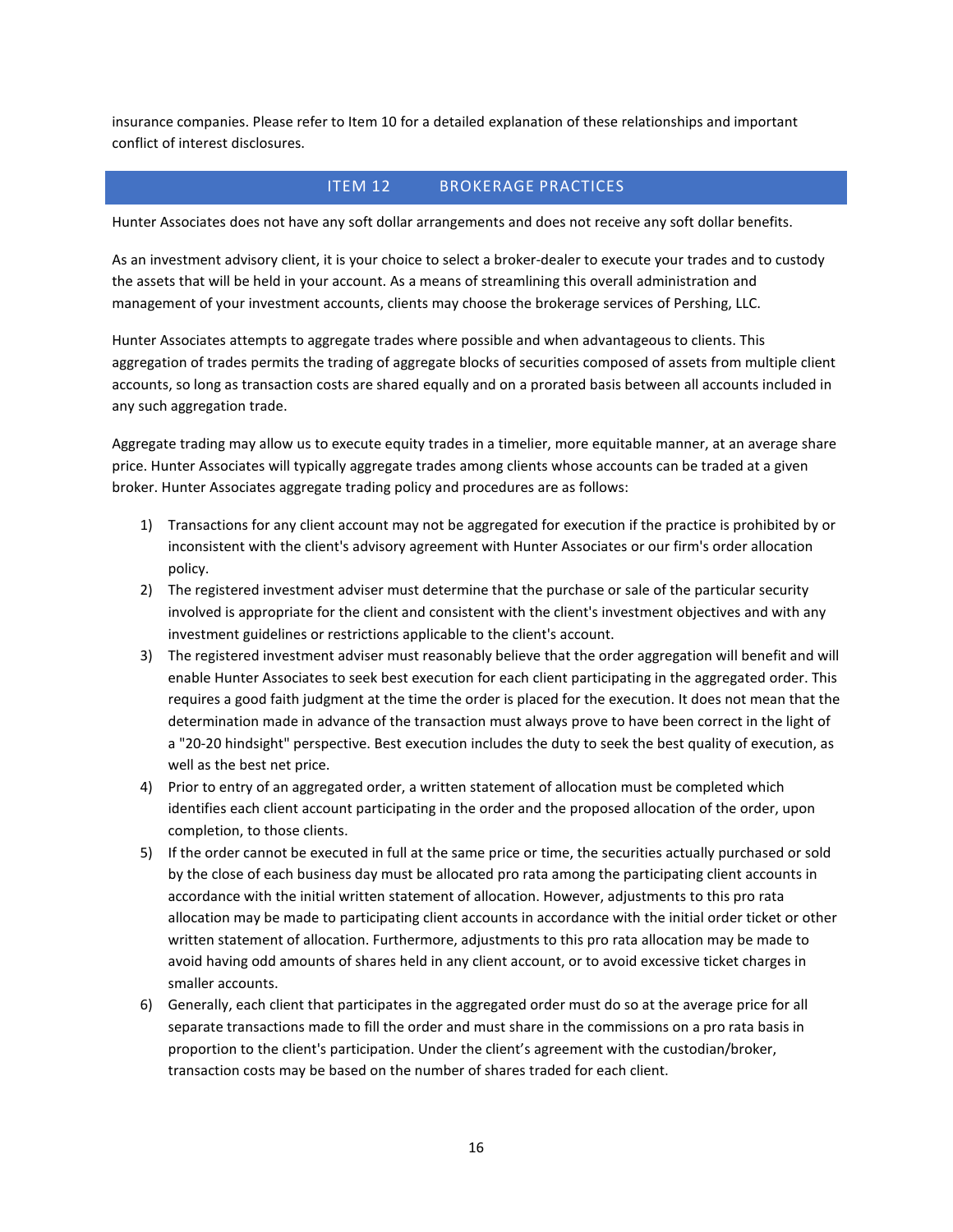insurance companies. Please refer to Item 10 for a detailed explanation of these relationships and important conflict of interest disclosures.

## ITEM 12 BROKERAGE PRACTICES

Hunter Associates does not have any soft dollar arrangements and does not receive any soft dollar benefits.

As an investment advisory client, it is your choice to select a broker-dealer to execute your trades and to custody the assets that will be held in your account. As a means of streamlining this overall administration and management of your investment accounts, clients may choose the brokerage services of Pershing, LLC.

Hunter Associates attempts to aggregate trades where possible and when advantageous to clients. This aggregation of trades permits the trading of aggregate blocks of securities composed of assets from multiple client accounts, so long as transaction costs are shared equally and on a prorated basis between all accounts included in any such aggregation trade.

Aggregate trading may allow us to execute equity trades in a timelier, more equitable manner, at an average share price. Hunter Associates will typically aggregate trades among clients whose accounts can be traded at a given broker. Hunter Associates aggregate trading policy and procedures are as follows:

1) Transactions for any client account may not be aggregated for execution if the practice is prohibited by or inconsistent with the client's advisory agreement with Hunter Associates or our firm's order allocation policy.
2) The registered investment adviser must determine that the purchase or sale of the particular security involved is appropriate for the client and consistent with the client's investment objectives and with any investment guidelines or restrictions applicable to the client's account.
3) The registered investment adviser must reasonably believe that the order aggregation will benefit and will enable Hunter Associates to seek best execution for each client participating in the aggregated order. This requires a good faith judgment at the time the order is placed for the execution. It does not mean that the determination made in advance of the transaction must always prove to have been correct in the light of a "20-20 hindsight" perspective. Best execution includes the duty to seek the best quality of execution, as well as the best net price.
4) Prior to entry of an aggregated order, a written statement of allocation must be completed which identifies each client account participating in the order and the proposed allocation of the order, upon completion, to those clients.
5) If the order cannot be executed in full at the same price or time, the securities actually purchased or sold by the close of each business day must be allocated pro rata among the participating client accounts in accordance with the initial written statement of allocation. However, adjustments to this pro rata allocation may be made to participating client accounts in accordance with the initial order ticket or other written statement of allocation. Furthermore, adjustments to this pro rata allocation may be made to avoid having odd amounts of shares held in any client account, or to avoid excessive ticket charges in smaller accounts.
6) Generally, each client that participates in the aggregated order must do so at the average price for all separate transactions made to fill the order and must share in the commissions on a pro rata basis in proportion to the client's participation. Under the client's agreement with the custodian/broker, transaction costs may be based on the number of shares traded for each client.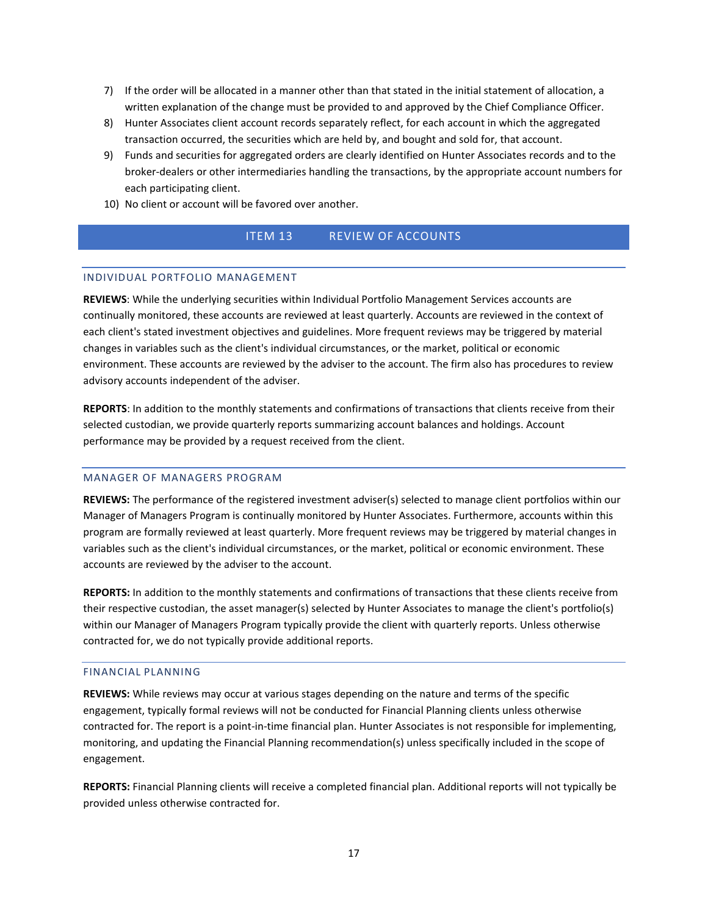7) If the order will be allocated in a manner other than that stated in the initial statement of allocation, a written explanation of the change must be provided to and approved by the Chief Compliance Officer.
8) Hunter Associates client account records separately reflect, for each account in which the aggregated transaction occurred, the securities which are held by, and bought and sold for, that account.
9) Funds and securities for aggregated orders are clearly identified on Hunter Associates records and to the broker-dealers or other intermediaries handling the transactions, by the appropriate account numbers for each participating client.
10) No client or account will be favored over another.

## ITEM 13 REVIEW OF ACCOUNTS

### INDIVIDUAL PORTFOLIO MANAGEMENT

**REVIEWS**: While the underlying securities within Individual Portfolio Management Services accounts are continually monitored, these accounts are reviewed at least quarterly. Accounts are reviewed in the context of each client's stated investment objectives and guidelines. More frequent reviews may be triggered by material changes in variables such as the client's individual circumstances, or the market, political or economic environment. These accounts are reviewed by the adviser to the account. The firm also has procedures to review advisory accounts independent of the adviser.

**REPORTS**: In addition to the monthly statements and confirmations of transactions that clients receive from their selected custodian, we provide quarterly reports summarizing account balances and holdings. Account performance may be provided by a request received from the client.

### MANAGER OF MANAGERS PROGRAM

**REVIEWS:** The performance of the registered investment adviser(s) selected to manage client portfolios within our Manager of Managers Program is continually monitored by Hunter Associates. Furthermore, accounts within this program are formally reviewed at least quarterly. More frequent reviews may be triggered by material changes in variables such as the client's individual circumstances, or the market, political or economic environment. These accounts are reviewed by the adviser to the account.

**REPORTS:** In addition to the monthly statements and confirmations of transactions that these clients receive from their respective custodian, the asset manager(s) selected by Hunter Associates to manage the client's portfolio(s) within our Manager of Managers Program typically provide the client with quarterly reports. Unless otherwise contracted for, we do not typically provide additional reports.

### FINANCIAL PLANNING

**REVIEWS:** While reviews may occur at various stages depending on the nature and terms of the specific engagement, typically formal reviews will not be conducted for Financial Planning clients unless otherwise contracted for. The report is a point-in-time financial plan. Hunter Associates is not responsible for implementing, monitoring, and updating the Financial Planning recommendation(s) unless specifically included in the scope of engagement.

**REPORTS:** Financial Planning clients will receive a completed financial plan. Additional reports will not typically be provided unless otherwise contracted for.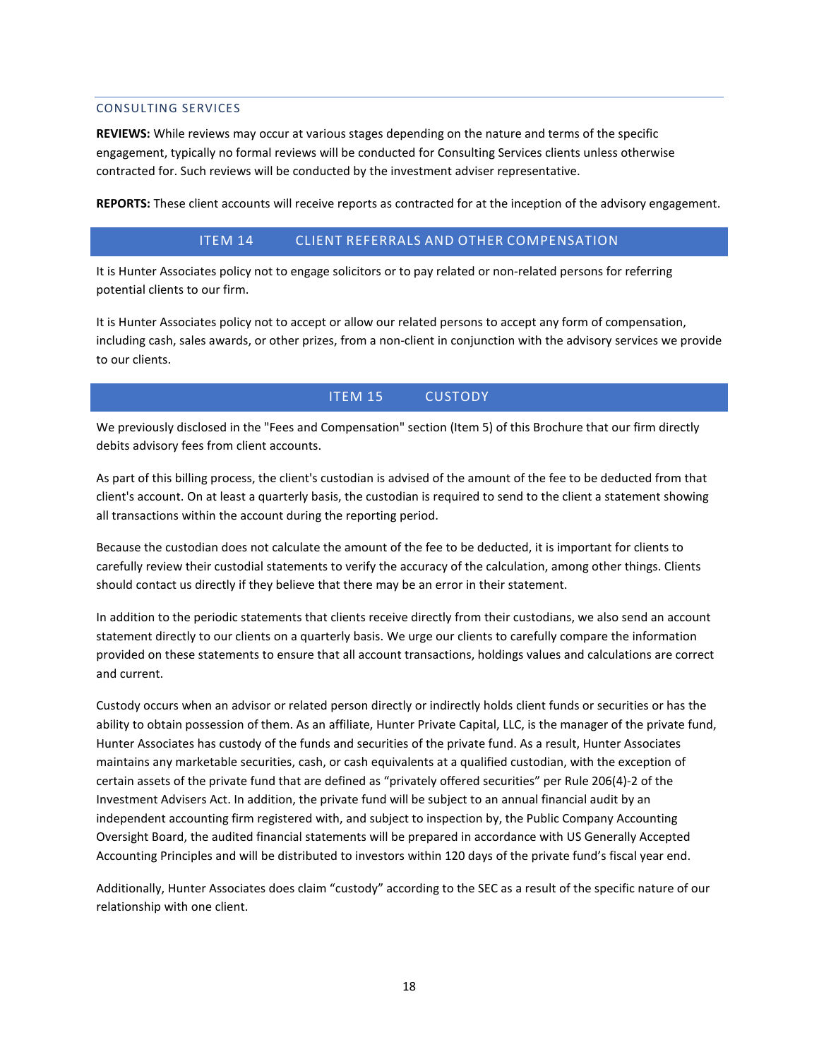### CONSULTING SERVICES

**REVIEWS:** While reviews may occur at various stages depending on the nature and terms of the specific engagement, typically no formal reviews will be conducted for Consulting Services clients unless otherwise contracted for. Such reviews will be conducted by the investment adviser representative.

**REPORTS:** These client accounts will receive reports as contracted for at the inception of the advisory engagement.

## ITEM 14 CLIENT REFERRALS AND OTHER COMPENSATION

It is Hunter Associates policy not to engage solicitors or to pay related or non-related persons for referring potential clients to our firm.

It is Hunter Associates policy not to accept or allow our related persons to accept any form of compensation, including cash, sales awards, or other prizes, from a non-client in conjunction with the advisory services we provide to our clients.

## ITEM 15 CUSTODY

We previously disclosed in the "Fees and Compensation" section (Item 5) of this Brochure that our firm directly debits advisory fees from client accounts.

As part of this billing process, the client's custodian is advised of the amount of the fee to be deducted from that client's account. On at least a quarterly basis, the custodian is required to send to the client a statement showing all transactions within the account during the reporting period.

Because the custodian does not calculate the amount of the fee to be deducted, it is important for clients to carefully review their custodial statements to verify the accuracy of the calculation, among other things. Clients should contact us directly if they believe that there may be an error in their statement.

In addition to the periodic statements that clients receive directly from their custodians, we also send an account statement directly to our clients on a quarterly basis. We urge our clients to carefully compare the information provided on these statements to ensure that all account transactions, holdings values and calculations are correct and current.

Custody occurs when an advisor or related person directly or indirectly holds client funds or securities or has the ability to obtain possession of them. As an affiliate, Hunter Private Capital, LLC, is the manager of the private fund, Hunter Associates has custody of the funds and securities of the private fund. As a result, Hunter Associates maintains any marketable securities, cash, or cash equivalents at a qualified custodian, with the exception of certain assets of the private fund that are defined as "privately offered securities" per Rule 206(4)-2 of the Investment Advisers Act. In addition, the private fund will be subject to an annual financial audit by an independent accounting firm registered with, and subject to inspection by, the Public Company Accounting Oversight Board, the audited financial statements will be prepared in accordance with US Generally Accepted Accounting Principles and will be distributed to investors within 120 days of the private fund's fiscal year end.

Additionally, Hunter Associates does claim "custody" according to the SEC as a result of the specific nature of our relationship with one client.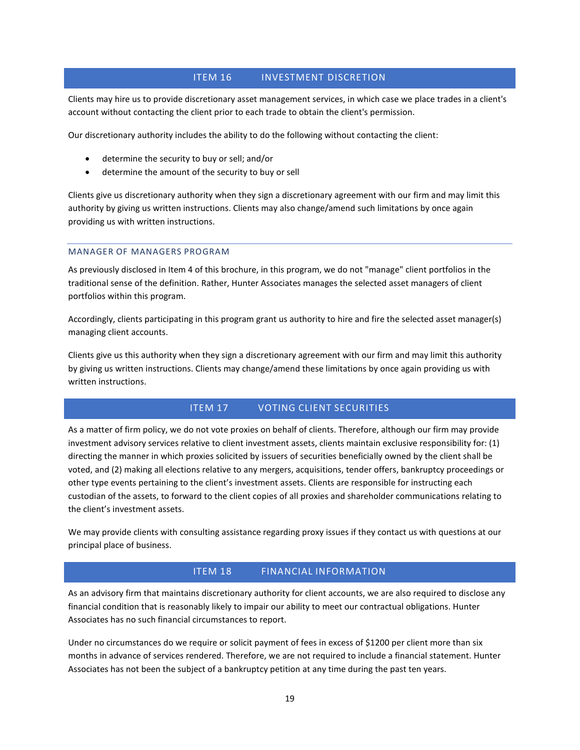## ITEM 16 INVESTMENT DISCRETION

Clients may hire us to provide discretionary asset management services, in which case we place trades in a client's account without contacting the client prior to each trade to obtain the client's permission.

Our discretionary authority includes the ability to do the following without contacting the client:

- determine the security to buy or sell; and/or
- determine the amount of the security to buy or sell

Clients give us discretionary authority when they sign a discretionary agreement with our firm and may limit this authority by giving us written instructions. Clients may also change/amend such limitations by once again providing us with written instructions.

### MANAGER OF MANAGERS PROGRAM

As previously disclosed in Item 4 of this brochure, in this program, we do not "manage" client portfolios in the traditional sense of the definition. Rather, Hunter Associates manages the selected asset managers of client portfolios within this program.

Accordingly, clients participating in this program grant us authority to hire and fire the selected asset manager(s) managing client accounts.

Clients give us this authority when they sign a discretionary agreement with our firm and may limit this authority by giving us written instructions. Clients may change/amend these limitations by once again providing us with written instructions.

## ITEM 17 VOTING CLIENT SECURITIES

As a matter of firm policy, we do not vote proxies on behalf of clients. Therefore, although our firm may provide investment advisory services relative to client investment assets, clients maintain exclusive responsibility for: (1) directing the manner in which proxies solicited by issuers of securities beneficially owned by the client shall be voted, and (2) making all elections relative to any mergers, acquisitions, tender offers, bankruptcy proceedings or other type events pertaining to the client's investment assets. Clients are responsible for instructing each custodian of the assets, to forward to the client copies of all proxies and shareholder communications relating to the client's investment assets.

We may provide clients with consulting assistance regarding proxy issues if they contact us with questions at our principal place of business.

## ITEM 18 FINANCIAL INFORMATION

As an advisory firm that maintains discretionary authority for client accounts, we are also required to disclose any financial condition that is reasonably likely to impair our ability to meet our contractual obligations. Hunter Associates has no such financial circumstances to report.

Under no circumstances do we require or solicit payment of fees in excess of $1200 per client more than six months in advance of services rendered. Therefore, we are not required to include a financial statement. Hunter Associates has not been the subject of a bankruptcy petition at any time during the past ten years.